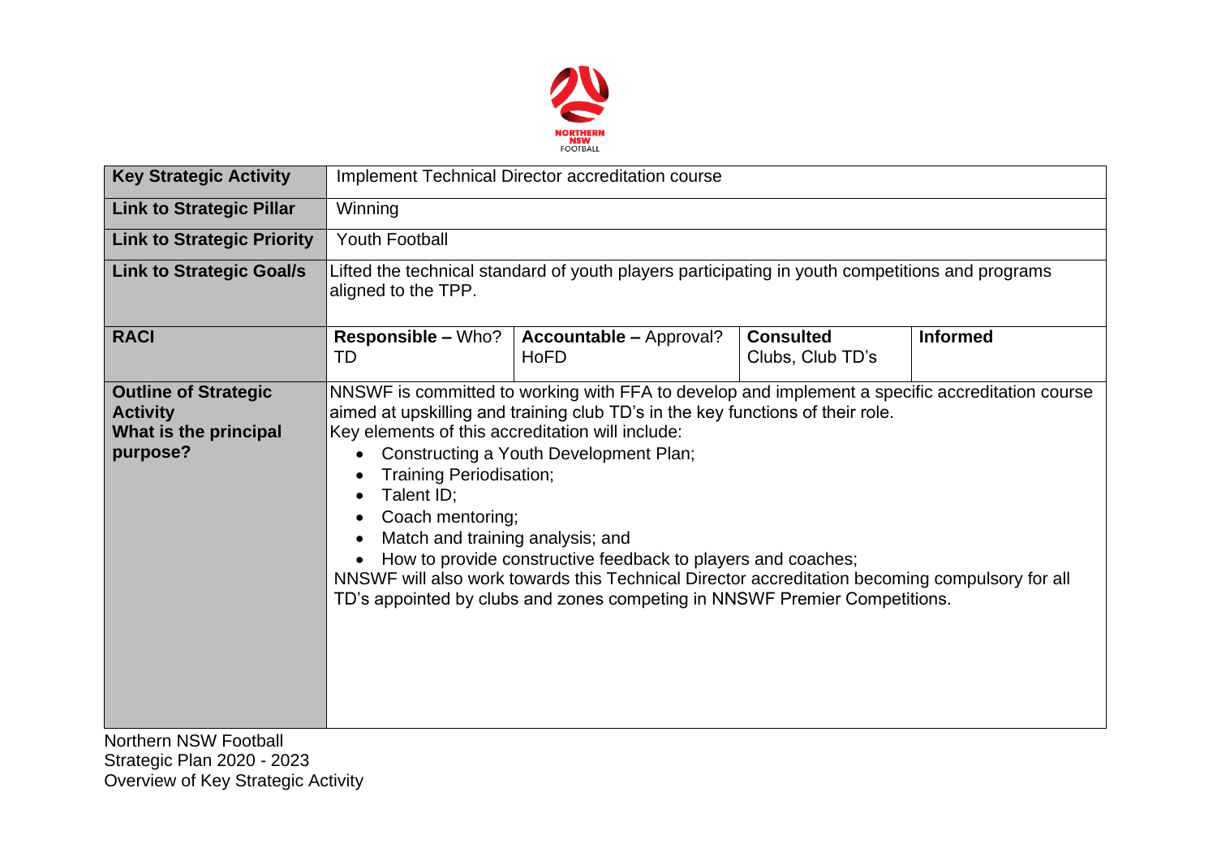| Key Strategic Activity | Implement Technical Director accreditation course | | | |
|---|---|---|---|---|
| **Link to Strategic Pillar** | Winning | | | |
| **Link to Strategic Priority** | Youth Football | | | |
| **Link to Strategic Goal/s** | Lifted the technical standard of youth players participating in youth competitions and programs aligned to the TPP. | | | |
| **RACI** | **Responsible –** Who?<br>TD | **Accountable –** Approval?<br>HoFD | **Consulted**<br>Clubs, Club TD's | **Informed** |
| **Outline of Strategic Activity**<br>**What is the principal purpose?** | NNSWF is committed to working with FFA to develop and implement a specific accreditation course aimed at upskilling and training club TD's in the key functions of their role.<br>Key elements of this accreditation will include:<br>• Constructing a Youth Development Plan;<br>• Training Periodisation;<br>• Talent ID;<br>• Coach mentoring;<br>• Match and training analysis; and<br>• How to provide constructive feedback to players and coaches;<br>NNSWF will also work towards this Technical Director accreditation becoming compulsory for all TD's appointed by clubs and zones competing in NNSWF Premier Competitions. | | | |

Northern NSW Football
Strategic Plan 2020 - 2023
Overview of Key Strategic Activity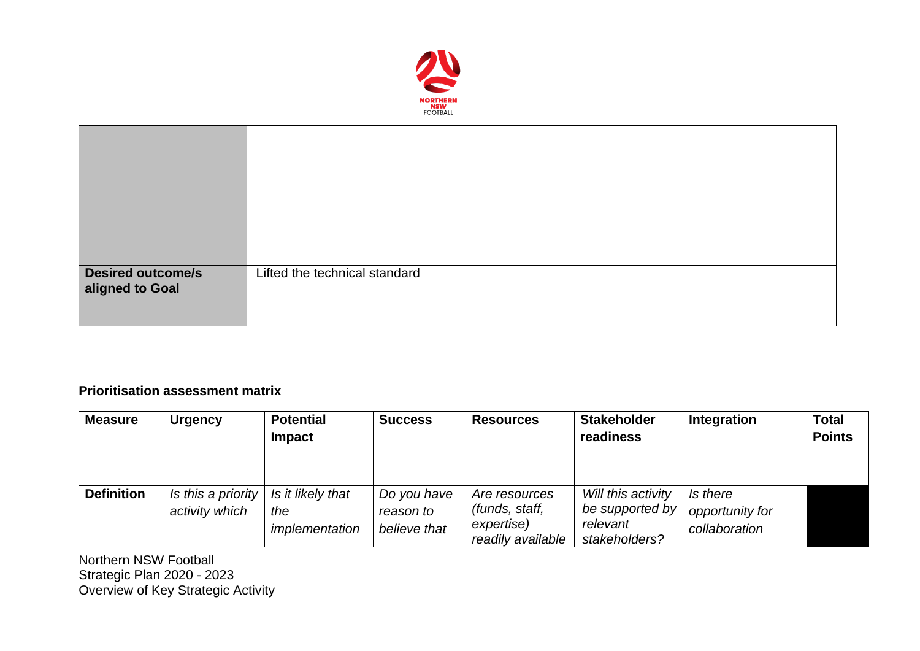| | |
|---|---|
| | |
| **Desired outcome/s aligned to Goal** | Lifted the technical standard |

**Prioritisation assessment matrix**

| Measure | Urgency | Potential Impact | Success | Resources | Stakeholder readiness | Integration | Total Points |
|---|---|---|---|---|---|---|---|
| **Definition** | *Is this a priority activity which* | *Is it likely that the implementation* | *Do you have reason to believe that* | *Are resources (funds, staff, expertise) readily available* | *Will this activity be supported by relevant stakeholders?* | *Is there opportunity for collaboration* | |

Northern NSW Football
Strategic Plan 2020 - 2023
Overview of Key Strategic Activity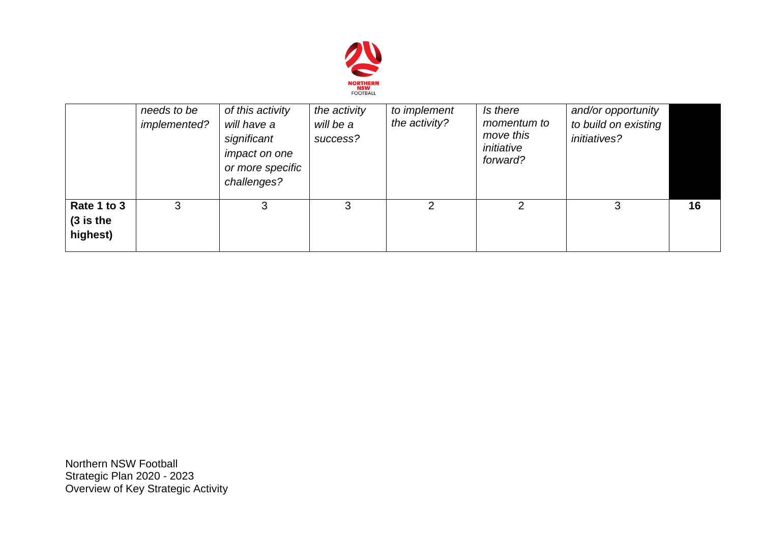| | *needs to be implemented?* | *of this activity will have a significant impact on one or more specific challenges?* | *the activity will be a success?* | *to implement the activity?* | *Is there momentum to move this initiative forward?* | *and/or opportunity to build on existing initiatives?* | |
|---|---|---|---|---|---|---|---|
| **Rate 1 to 3 (3 is the highest)** | 3 | 3 | 3 | 2 | 2 | 3 | **16** |

Northern NSW Football
Strategic Plan 2020 - 2023
Overview of Key Strategic Activity